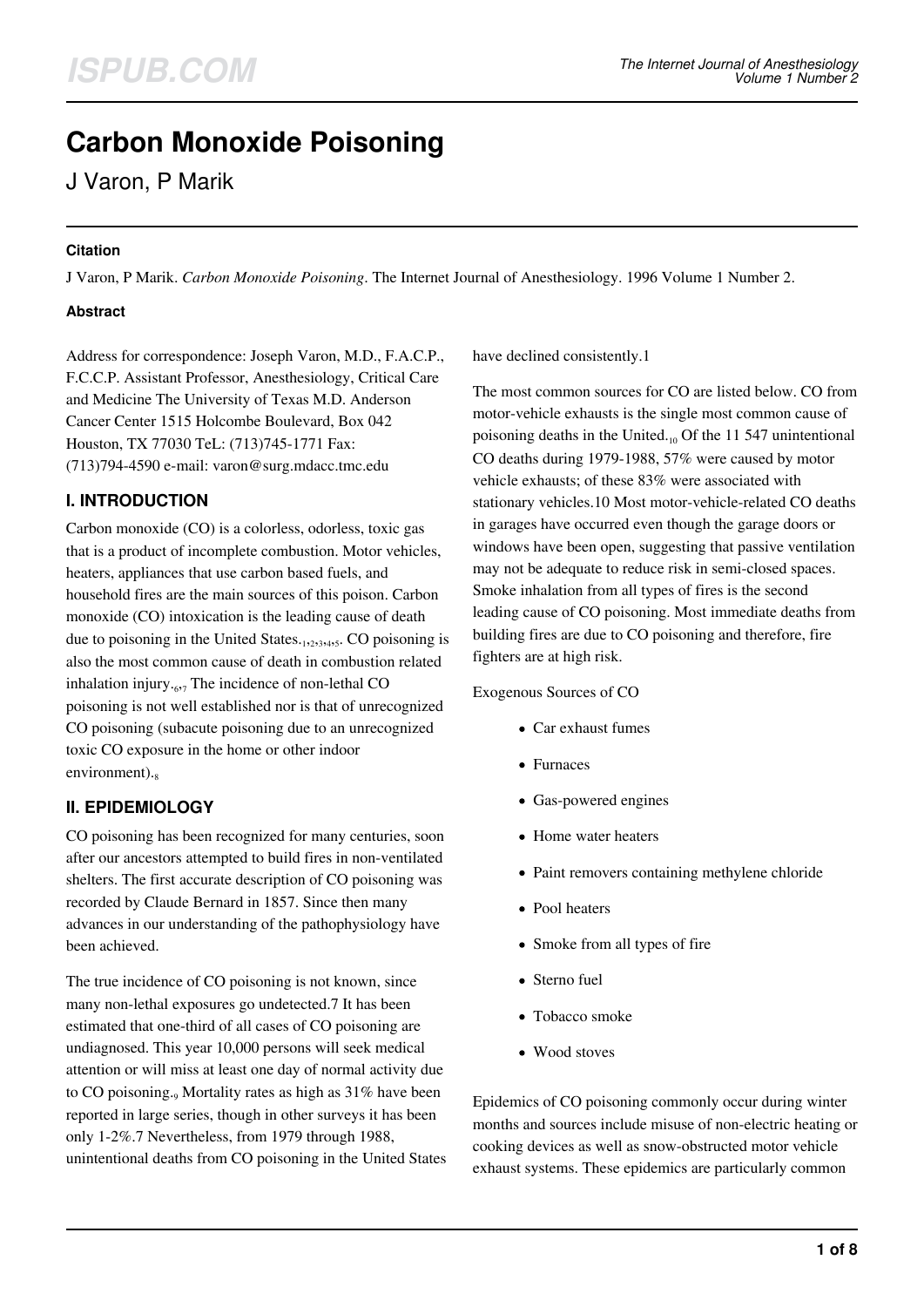# Carbon Monoxide Poisoning

J Varon, P Marik

### Citation

J Varon, P Marik. *Carbon Monoxide Poisoning*. The Internet Journal of Anesthesiology. 1996 Volume 1 Number 2.

### Abstract

Address for correspondence: Joseph Varon, M.D., F.A.C.P., F.C.C.P. Assistant Professor, Anesthesiology, Critical Care and Medicine The University of Texas M.D. Anderson Cancer Center 1515 Holcombe Boulevard, Box 042 Houston, TX 77030 TeL: (713)745-1771 Fax: (713)794-4590 e-mail: varon@surg.mdacc.tmc.edu

## I. INTRODUCTION

Carbon monoxide (CO) is a colorless, odorless, toxic gas that is a product of incomplete combustion. Motor vehicles, heaters, appliances that use carbon based fuels, and household fires are the main sources of this poison. Carbon monoxide (CO) intoxication is the leading cause of death due to poisoning in the United States.[1,2,3,4,5]. CO poisoning is also the most common cause of death in combustion related inhalation injury.[6,7] The incidence of non-lethal CO poisoning is not well established nor is that of unrecognized CO poisoning (subacute poisoning due to an unrecognized toxic CO exposure in the home or other indoor environment).[8]

## II. EPIDEMIOLOGY

CO poisoning has been recognized for many centuries, soon after our ancestors attempted to build fires in non-ventilated shelters. The first accurate description of CO poisoning was recorded by Claude Bernard in 1857. Since then many advances in our understanding of the pathophysiology have been achieved.

The true incidence of CO poisoning is not known, since many non-lethal exposures go undetected.7 It has been estimated that one-third of all cases of CO poisoning are undiagnosed. This year 10,000 persons will seek medical attention or will miss at least one day of normal activity due to CO poisoning.[9] Mortality rates as high as 31% have been reported in large series, though in other surveys it has been only 1-2%.7 Nevertheless, from 1979 through 1988, unintentional deaths from CO poisoning in the United States have declined consistently.1

The most common sources for CO are listed below. CO from motor-vehicle exhausts is the single most common cause of poisoning deaths in the United.[10] Of the 11 547 unintentional CO deaths during 1979-1988, 57% were caused by motor vehicle exhausts; of these 83% were associated with stationary vehicles.10 Most motor-vehicle-related CO deaths in garages have occurred even though the garage doors or windows have been open, suggesting that passive ventilation may not be adequate to reduce risk in semi-closed spaces. Smoke inhalation from all types of fires is the second leading cause of CO poisoning. Most immediate deaths from building fires are due to CO poisoning and therefore, fire fighters are at high risk.

Exogenous Sources of CO

- Car exhaust fumes
- Furnaces
- Gas-powered engines
- Home water heaters
- Paint removers containing methylene chloride
- Pool heaters
- Smoke from all types of fire
- Sterno fuel
- Tobacco smoke
- Wood stoves

Epidemics of CO poisoning commonly occur during winter months and sources include misuse of non-electric heating or cooking devices as well as snow-obstructed motor vehicle exhaust systems. These epidemics are particularly common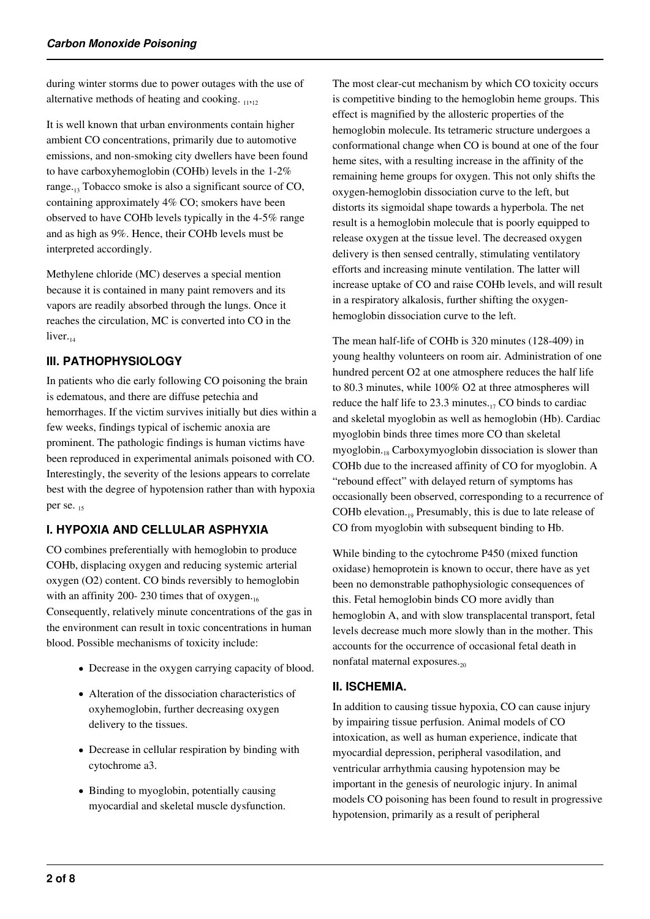during winter storms due to power outages with the use of alternative methods of heating and cooking. [11,12]

It is well known that urban environments contain higher ambient CO concentrations, primarily due to automotive emissions, and non-smoking city dwellers have been found to have carboxyhemoglobin (COHb) levels in the 1-2% range.[13] Tobacco smoke is also a significant source of CO, containing approximately 4% CO; smokers have been observed to have COHb levels typically in the 4-5% range and as high as 9%. Hence, their COHb levels must be interpreted accordingly.

Methylene chloride (MC) deserves a special mention because it is contained in many paint removers and its vapors are readily absorbed through the lungs. Once it reaches the circulation, MC is converted into CO in the liver.[14]

## III. PATHOPHYSIOLOGY

In patients who die early following CO poisoning the brain is edematous, and there are diffuse petechia and hemorrhages. If the victim survives initially but dies within a few weeks, findings typical of ischemic anoxia are prominent. The pathologic findings is human victims have been reproduced in experimental animals poisoned with CO. Interestingly, the severity of the lesions appears to correlate best with the degree of hypotension rather than with hypoxia per se. [15]

## I. HYPOXIA AND CELLULAR ASPHYXIA

CO combines preferentially with hemoglobin to produce COHb, displacing oxygen and reducing systemic arterial oxygen ($O_2$) content. CO binds reversibly to hemoglobin with an affinity 200- 230 times that of oxygen.[16] Consequently, relatively minute concentrations of the gas in the environment can result in toxic concentrations in human blood. Possible mechanisms of toxicity include:

- Decrease in the oxygen carrying capacity of blood.
- Alteration of the dissociation characteristics of oxyhemoglobin, further decreasing oxygen delivery to the tissues.
- Decrease in cellular respiration by binding with cytochrome a3.
- Binding to myoglobin, potentially causing myocardial and skeletal muscle dysfunction.

The most clear-cut mechanism by which CO toxicity occurs is competitive binding to the hemoglobin heme groups. This effect is magnified by the allosteric properties of the hemoglobin molecule. Its tetrameric structure undergoes a conformational change when CO is bound at one of the four heme sites, with a resulting increase in the affinity of the remaining heme groups for oxygen. This not only shifts the oxygen-hemoglobin dissociation curve to the left, but distorts its sigmoidal shape towards a hyperbola. The net result is a hemoglobin molecule that is poorly equipped to release oxygen at the tissue level. The decreased oxygen delivery is then sensed centrally, stimulating ventilatory efforts and increasing minute ventilation. The latter will increase uptake of CO and raise COHb levels, and will result in a respiratory alkalosis, further shifting the oxygen-hemoglobin dissociation curve to the left.

The mean half-life of COHb is 320 minutes (128-409) in young healthy volunteers on room air. Administration of one hundred percent $O_2$ at one atmosphere reduces the half life to 80.3 minutes, while 100% $O_2$ at three atmospheres will reduce the half life to 23.3 minutes.[17] CO binds to cardiac and skeletal myoglobin as well as hemoglobin (Hb). Cardiac myoglobin binds three times more CO than skeletal myoglobin.[18] Carboxymyoglobin dissociation is slower than COHb due to the increased affinity of CO for myoglobin. A "rebound effect" with delayed return of symptoms has occasionally been observed, corresponding to a recurrence of COHb elevation.[19] Presumably, this is due to late release of CO from myoglobin with subsequent binding to Hb.

While binding to the cytochrome P450 (mixed function oxidase) hemoprotein is known to occur, there have as yet been no demonstrable pathophysiologic consequences of this. Fetal hemoglobin binds CO more avidly than hemoglobin A, and with slow transplacental transport, fetal levels decrease much more slowly than in the mother. This accounts for the occurrence of occasional fetal death in nonfatal maternal exposures.[20]

## II. ISCHEMIA.

In addition to causing tissue hypoxia, CO can cause injury by impairing tissue perfusion. Animal models of CO intoxication, as well as human experience, indicate that myocardial depression, peripheral vasodilation, and ventricular arrhythmia causing hypotension may be important in the genesis of neurologic injury. In animal models CO poisoning has been found to result in progressive hypotension, primarily as a result of peripheral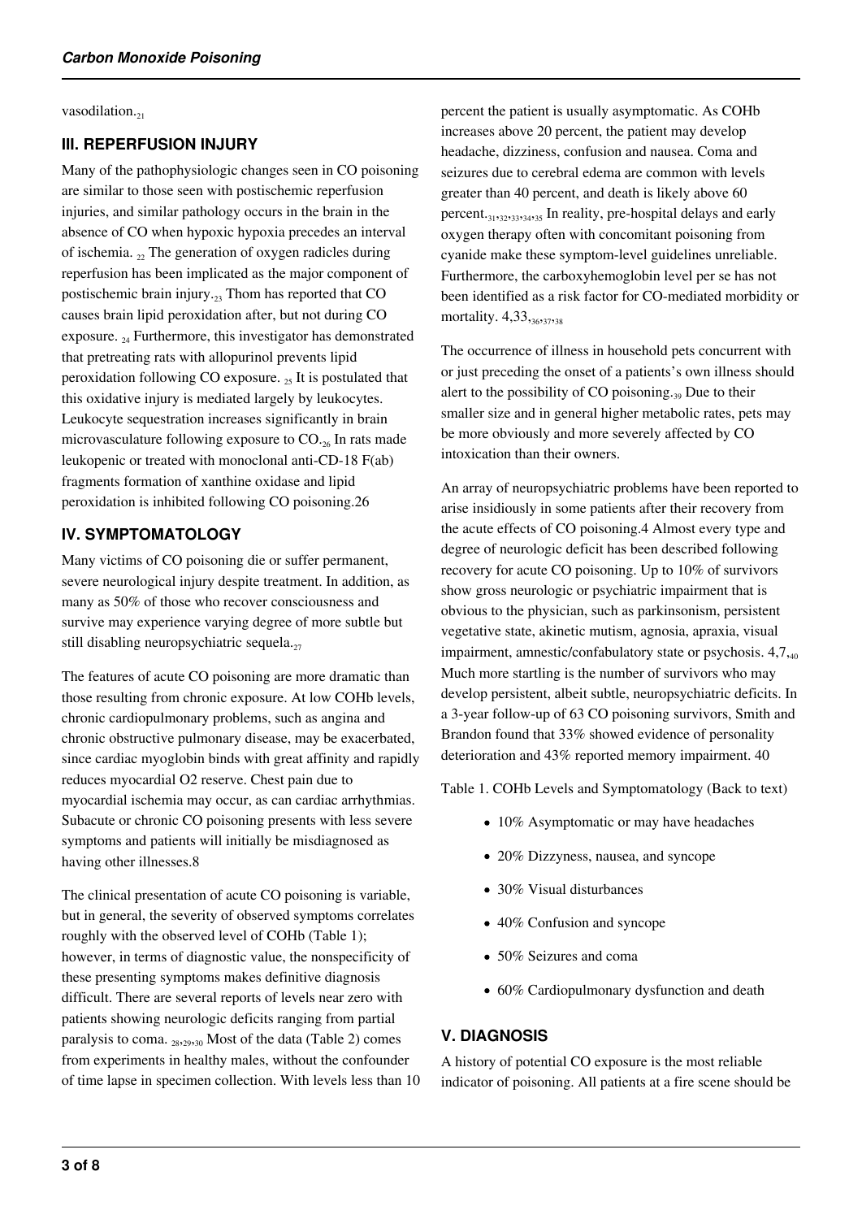vasodilation.[21]

## III. REPERFUSION INJURY

Many of the pathophysiologic changes seen in CO poisoning are similar to those seen with postischemic reperfusion injuries, and similar pathology occurs in the brain in the absence of CO when hypoxic hypoxia precedes an interval of ischemia. [22] The generation of oxygen radicles during reperfusion has been implicated as the major component of postischemic brain injury.[23] Thom has reported that CO causes brain lipid peroxidation after, but not during CO exposure. [24] Furthermore, this investigator has demonstrated that pretreating rats with allopurinol prevents lipid peroxidation following CO exposure. [25] It is postulated that this oxidative injury is mediated largely by leukocytes. Leukocyte sequestration increases significantly in brain microvasculature following exposure to CO.[26] In rats made leukopenic or treated with monoclonal anti-CD-18 F(ab) fragments formation of xanthine oxidase and lipid peroxidation is inhibited following CO poisoning.26

## IV. SYMPTOMATOLOGY

Many victims of CO poisoning die or suffer permanent, severe neurological injury despite treatment. In addition, as many as 50% of those who recover consciousness and survive may experience varying degree of more subtle but still disabling neuropsychiatric sequela.[27]

The features of acute CO poisoning are more dramatic than those resulting from chronic exposure. At low COHb levels, chronic cardiopulmonary problems, such as angina and chronic obstructive pulmonary disease, may be exacerbated, since cardiac myoglobin binds with great affinity and rapidly reduces myocardial O2 reserve. Chest pain due to myocardial ischemia may occur, as can cardiac arrhythmias. Subacute or chronic CO poisoning presents with less severe symptoms and patients will initially be misdiagnosed as having other illnesses.8

The clinical presentation of acute CO poisoning is variable, but in general, the severity of observed symptoms correlates roughly with the observed level of COHb (Table 1); however, in terms of diagnostic value, the nonspecificity of these presenting symptoms makes definitive diagnosis difficult. There are several reports of levels near zero with patients showing neurologic deficits ranging from partial paralysis to coma. [28,29,30] Most of the data (Table 2) comes from experiments in healthy males, without the confounder of time lapse in specimen collection. With levels less than 10 percent the patient is usually asymptomatic. As COHb increases above 20 percent, the patient may develop headache, dizziness, confusion and nausea. Coma and seizures due to cerebral edema are common with levels greater than 40 percent, and death is likely above 60 percent.[31,32,33,34,35] In reality, pre-hospital delays and early oxygen therapy often with concomitant poisoning from cyanide make these symptom-level guidelines unreliable. Furthermore, the carboxyhemoglobin level per se has not been identified as a risk factor for CO-mediated morbidity or mortality. 4,33,[36,37,38]

The occurrence of illness in household pets concurrent with or just preceding the onset of a patients's own illness should alert to the possibility of CO poisoning.[39] Due to their smaller size and in general higher metabolic rates, pets may be more obviously and more severely affected by CO intoxication than their owners.

An array of neuropsychiatric problems have been reported to arise insidiously in some patients after their recovery from the acute effects of CO poisoning.4 Almost every type and degree of neurologic deficit has been described following recovery for acute CO poisoning. Up to 10% of survivors show gross neurologic or psychiatric impairment that is obvious to the physician, such as parkinsonism, persistent vegetative state, akinetic mutism, agnosia, apraxia, visual impairment, amnestic/confabulatory state or psychosis. 4,7,[40] Much more startling is the number of survivors who may develop persistent, albeit subtle, neuropsychiatric deficits. In a 3-year follow-up of 63 CO poisoning survivors, Smith and Brandon found that 33% showed evidence of personality deterioration and 43% reported memory impairment. 40

Table 1. COHb Levels and Symptomatology (Back to text)

- 10% Asymptomatic or may have headaches
- 20% Dizzyness, nausea, and syncope
- 30% Visual disturbances
- 40% Confusion and syncope
- 50% Seizures and coma
- 60% Cardiopulmonary dysfunction and death

## V. DIAGNOSIS

A history of potential CO exposure is the most reliable indicator of poisoning. All patients at a fire scene should be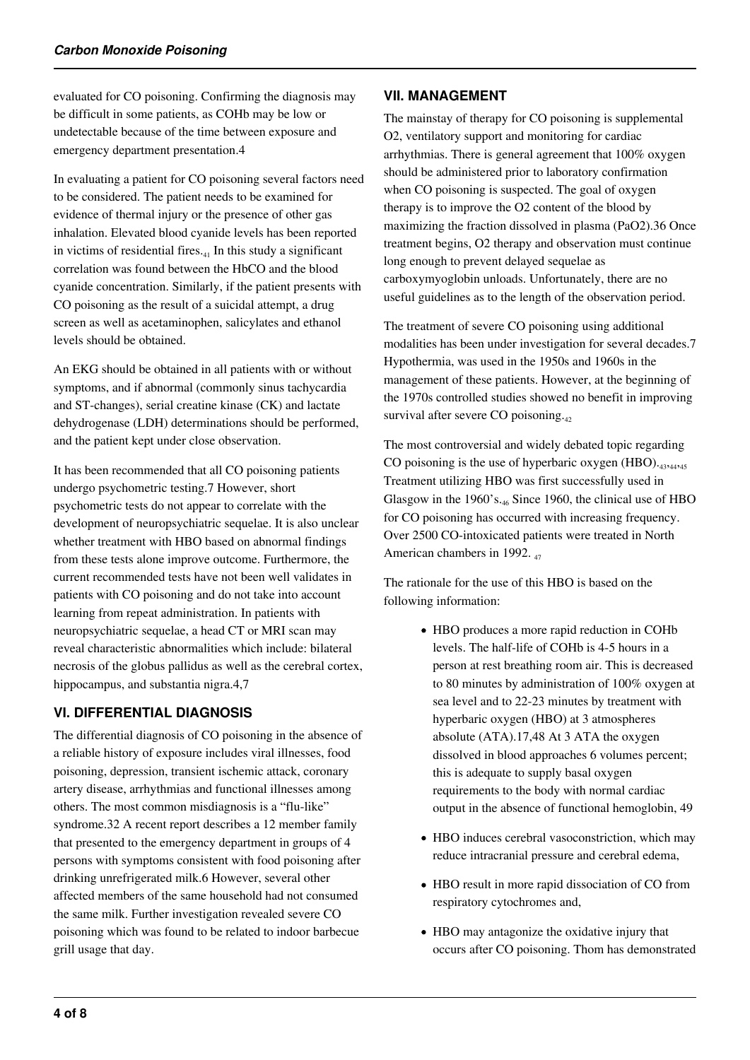evaluated for CO poisoning. Confirming the diagnosis may be difficult in some patients, as COHb may be low or undetectable because of the time between exposure and emergency department presentation.4

In evaluating a patient for CO poisoning several factors need to be considered. The patient needs to be examined for evidence of thermal injury or the presence of other gas inhalation. Elevated blood cyanide levels has been reported in victims of residential fires.[41] In this study a significant correlation was found between the HbCO and the blood cyanide concentration. Similarly, if the patient presents with CO poisoning as the result of a suicidal attempt, a drug screen as well as acetaminophen, salicylates and ethanol levels should be obtained.

An EKG should be obtained in all patients with or without symptoms, and if abnormal (commonly sinus tachycardia and ST-changes), serial creatine kinase (CK) and lactate dehydrogenase (LDH) determinations should be performed, and the patient kept under close observation.

It has been recommended that all CO poisoning patients undergo psychometric testing.7 However, short psychometric tests do not appear to correlate with the development of neuropsychiatric sequelae. It is also unclear whether treatment with HBO based on abnormal findings from these tests alone improve outcome. Furthermore, the current recommended tests have not been well validates in patients with CO poisoning and do not take into account learning from repeat administration. In patients with neuropsychiatric sequelae, a head CT or MRI scan may reveal characteristic abnormalities which include: bilateral necrosis of the globus pallidus as well as the cerebral cortex, hippocampus, and substantia nigra.4,7

## VI. DIFFERENTIAL DIAGNOSIS

The differential diagnosis of CO poisoning in the absence of a reliable history of exposure includes viral illnesses, food poisoning, depression, transient ischemic attack, coronary artery disease, arrhythmias and functional illnesses among others. The most common misdiagnosis is a "flu-like" syndrome.32 A recent report describes a 12 member family that presented to the emergency department in groups of 4 persons with symptoms consistent with food poisoning after drinking unrefrigerated milk.6 However, several other affected members of the same household had not consumed the same milk. Further investigation revealed severe CO poisoning which was found to be related to indoor barbecue grill usage that day.

## VII. MANAGEMENT

The mainstay of therapy for CO poisoning is supplemental $O_2$, ventilatory support and monitoring for cardiac arrhythmias. There is general agreement that 100% oxygen should be administered prior to laboratory confirmation when CO poisoning is suspected. The goal of oxygen therapy is to improve the $O_2$ content of the blood by maximizing the fraction dissolved in plasma ($PaO_2$).36 Once treatment begins, $O_2$ therapy and observation must continue long enough to prevent delayed sequelae as carboxymyoglobin unloads. Unfortunately, there are no useful guidelines as to the length of the observation period.

The treatment of severe CO poisoning using additional modalities has been under investigation for several decades.7 Hypothermia, was used in the 1950s and 1960s in the management of these patients. However, at the beginning of the 1970s controlled studies showed no benefit in improving survival after severe CO poisoning.[42]

The most controversial and widely debated topic regarding CO poisoning is the use of hyperbaric oxygen (HBO).[43,44,45] Treatment utilizing HBO was first successfully used in Glasgow in the 1960's.[46] Since 1960, the clinical use of HBO for CO poisoning has occurred with increasing frequency. Over 2500 CO-intoxicated patients were treated in North American chambers in 1992. [47]

The rationale for the use of this HBO is based on the following information:

- HBO produces a more rapid reduction in COHb levels. The half-life of COHb is 4-5 hours in a person at rest breathing room air. This is decreased to 80 minutes by administration of 100% oxygen at sea level and to 22-23 minutes by treatment with hyperbaric oxygen (HBO) at 3 atmospheres absolute (ATA).17,48 At 3 ATA the oxygen dissolved in blood approaches 6 volumes percent; this is adequate to supply basal oxygen requirements to the body with normal cardiac output in the absence of functional hemoglobin, 49
- HBO induces cerebral vasoconstriction, which may reduce intracranial pressure and cerebral edema,
- HBO result in more rapid dissociation of CO from respiratory cytochromes and,
- HBO may antagonize the oxidative injury that occurs after CO poisoning. Thom has demonstrated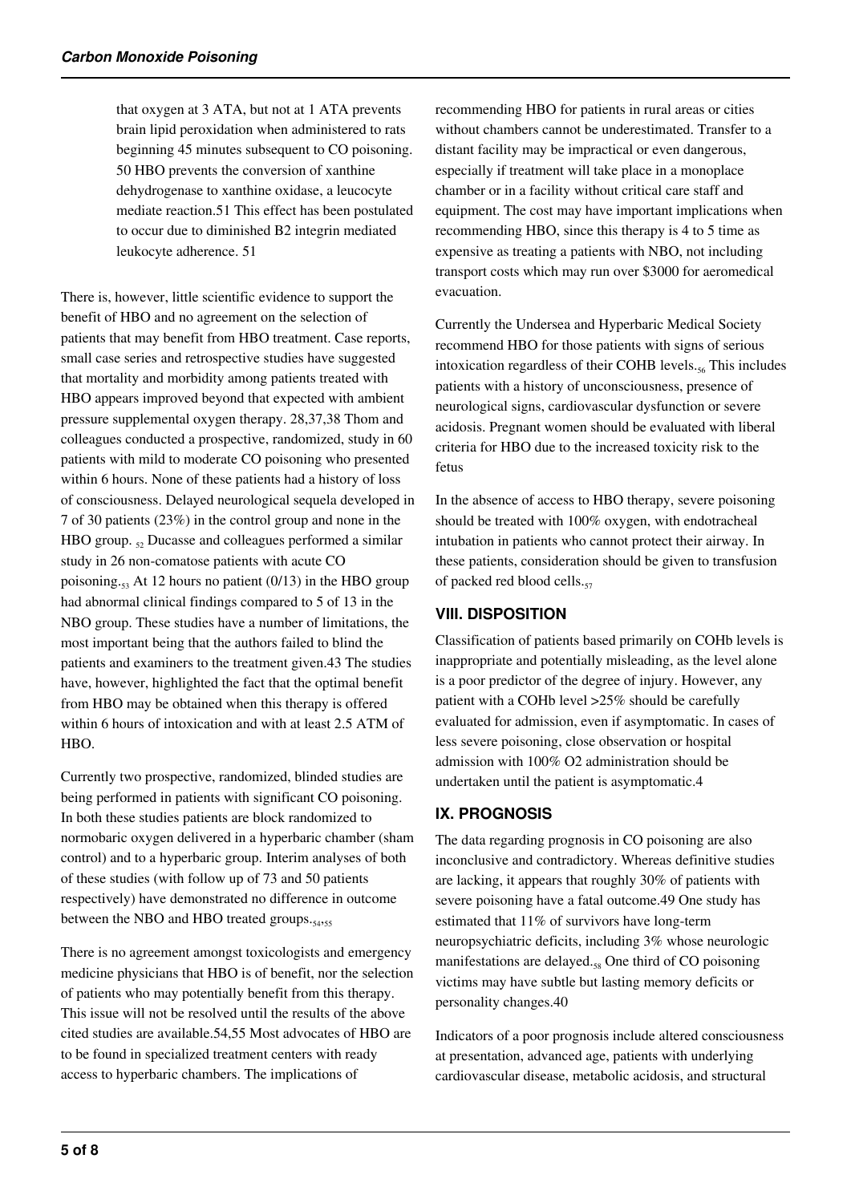that oxygen at 3 ATA, but not at 1 ATA prevents brain lipid peroxidation when administered to rats beginning 45 minutes subsequent to CO poisoning. 50 HBO prevents the conversion of xanthine dehydrogenase to xanthine oxidase, a leucocyte mediate reaction.51 This effect has been postulated to occur due to diminished B2 integrin mediated leukocyte adherence. 51

There is, however, little scientific evidence to support the benefit of HBO and no agreement on the selection of patients that may benefit from HBO treatment. Case reports, small case series and retrospective studies have suggested that mortality and morbidity among patients treated with HBO appears improved beyond that expected with ambient pressure supplemental oxygen therapy. 28,37,38 Thom and colleagues conducted a prospective, randomized, study in 60 patients with mild to moderate CO poisoning who presented within 6 hours. None of these patients had a history of loss of consciousness. Delayed neurological sequela developed in 7 of 30 patients (23%) in the control group and none in the HBO group. [52] Ducasse and colleagues performed a similar study in 26 non-comatose patients with acute CO poisoning.[53] At 12 hours no patient (0/13) in the HBO group had abnormal clinical findings compared to 5 of 13 in the NBO group. These studies have a number of limitations, the most important being that the authors failed to blind the patients and examiners to the treatment given.43 The studies have, however, highlighted the fact that the optimal benefit from HBO may be obtained when this therapy is offered within 6 hours of intoxication and with at least 2.5 ATM of HBO.

Currently two prospective, randomized, blinded studies are being performed in patients with significant CO poisoning. In both these studies patients are block randomized to normobaric oxygen delivered in a hyperbaric chamber (sham control) and to a hyperbaric group. Interim analyses of both of these studies (with follow up of 73 and 50 patients respectively) have demonstrated no difference in outcome between the NBO and HBO treated groups.[54,55]

There is no agreement amongst toxicologists and emergency medicine physicians that HBO is of benefit, nor the selection of patients who may potentially benefit from this therapy. This issue will not be resolved until the results of the above cited studies are available.54,55 Most advocates of HBO are to be found in specialized treatment centers with ready access to hyperbaric chambers. The implications of recommending HBO for patients in rural areas or cities without chambers cannot be underestimated. Transfer to a distant facility may be impractical or even dangerous, especially if treatment will take place in a monoplace chamber or in a facility without critical care staff and equipment. The cost may have important implications when recommending HBO, since this therapy is 4 to 5 time as expensive as treating a patients with NBO, not including transport costs which may run over $3000 for aeromedical evacuation.

Currently the Undersea and Hyperbaric Medical Society recommend HBO for those patients with signs of serious intoxication regardless of their COHB levels.[56] This includes patients with a history of unconsciousness, presence of neurological signs, cardiovascular dysfunction or severe acidosis. Pregnant women should be evaluated with liberal criteria for HBO due to the increased toxicity risk to the fetus

In the absence of access to HBO therapy, severe poisoning should be treated with 100% oxygen, with endotracheal intubation in patients who cannot protect their airway. In these patients, consideration should be given to transfusion of packed red blood cells.[57]

## VIII. DISPOSITION

Classification of patients based primarily on COHb levels is inappropriate and potentially misleading, as the level alone is a poor predictor of the degree of injury. However, any patient with a COHb level >25% should be carefully evaluated for admission, even if asymptomatic. In cases of less severe poisoning, close observation or hospital admission with 100% $O_2$ administration should be undertaken until the patient is asymptomatic.4

## IX. PROGNOSIS

The data regarding prognosis in CO poisoning are also inconclusive and contradictory. Whereas definitive studies are lacking, it appears that roughly 30% of patients with severe poisoning have a fatal outcome.49 One study has estimated that 11% of survivors have long-term neuropsychiatric deficits, including 3% whose neurologic manifestations are delayed.[58] One third of CO poisoning victims may have subtle but lasting memory deficits or personality changes.40

Indicators of a poor prognosis include altered consciousness at presentation, advanced age, patients with underlying cardiovascular disease, metabolic acidosis, and structural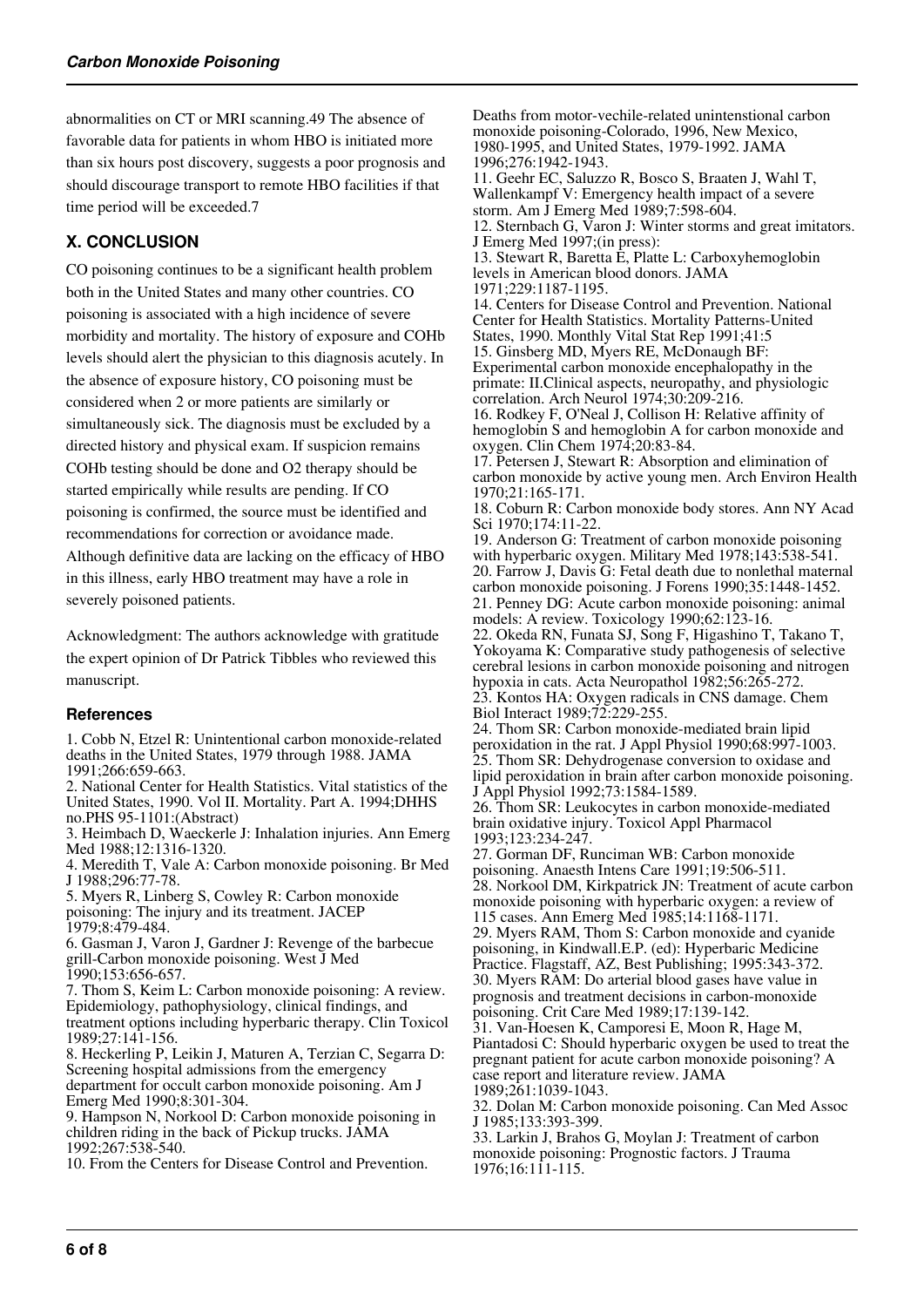abnormalities on CT or MRI scanning.49 The absence of favorable data for patients in whom HBO is initiated more than six hours post discovery, suggests a poor prognosis and should discourage transport to remote HBO facilities if that time period will be exceeded.7

## X. CONCLUSION

CO poisoning continues to be a significant health problem both in the United States and many other countries. CO poisoning is associated with a high incidence of severe morbidity and mortality. The history of exposure and COHb levels should alert the physician to this diagnosis acutely. In the absence of exposure history, CO poisoning must be considered when 2 or more patients are similarly or simultaneously sick. The diagnosis must be excluded by a directed history and physical exam. If suspicion remains COHb testing should be done and O2 therapy should be started empirically while results are pending. If CO poisoning is confirmed, the source must be identified and recommendations for correction or avoidance made. Although definitive data are lacking on the efficacy of HBO in this illness, early HBO treatment may have a role in severely poisoned patients.

Acknowledgment: The authors acknowledge with gratitude the expert opinion of Dr Patrick Tibbles who reviewed this manuscript.

### References

1. Cobb N, Etzel R: Unintentional carbon monoxide-related deaths in the United States, 1979 through 1988. JAMA 1991;266:659-663.
2. National Center for Health Statistics. Vital statistics of the United States, 1990. Vol II. Mortality. Part A. 1994;DHHS no.PHS 95-1101:(Abstract)
3. Heimbach D, Waeckerle J: Inhalation injuries. Ann Emerg Med 1988;12:1316-1320.
4. Meredith T, Vale A: Carbon monoxide poisoning. Br Med J 1988;296:77-78.
5. Myers R, Linberg S, Cowley R: Carbon monoxide poisoning: The injury and its treatment. JACEP 1979;8:479-484.
6. Gasman J, Varon J, Gardner J: Revenge of the barbecue grill-Carbon monoxide poisoning. West J Med 1990;153:656-657.
7. Thom S, Keim L: Carbon monoxide poisoning: A review. Epidemiology, pathophysiology, clinical findings, and treatment options including hyperbaric therapy. Clin Toxicol 1989;27:141-156.
8. Heckerling P, Leikin J, Maturen A, Terzian C, Segarra D: Screening hospital admissions from the emergency department for occult carbon monoxide poisoning. Am J Emerg Med 1990;8:301-304.
9. Hampson N, Norkool D: Carbon monoxide poisoning in children riding in the back of Pickup trucks. JAMA 1992;267:538-540.
10. From the Centers for Disease Control and Prevention. Deaths from motor-vechile-related unintenstional carbon monoxide poisoning-Colorado, 1996, New Mexico, 1980-1995, and United States, 1979-1992. JAMA 1996;276:1942-1943.
11. Geehr EC, Saluzzo R, Bosco S, Braaten J, Wahl T, Wallenkampf V: Emergency health impact of a severe storm. Am J Emerg Med 1989;7:598-604.
12. Sternbach G, Varon J: Winter storms and great imitators. J Emerg Med 1997;(in press):
13. Stewart R, Baretta E, Platte L: Carboxyhemoglobin levels in American blood donors. JAMA 1971;229:1187-1195.
14. Centers for Disease Control and Prevention. National Center for Health Statistics. Mortality Patterns-United States, 1990. Monthly Vital Stat Rep 1991;41:5
15. Ginsberg MD, Myers RE, McDonaugh BF: Experimental carbon monoxide encephalopathy in the primate: II.Clinical aspects, neuropathy, and physiologic correlation. Arch Neurol 1974;30:209-216.
16. Rodkey F, O'Neal J, Collison H: Relative affinity of hemoglobin S and hemoglobin A for carbon monoxide and oxygen. Clin Chem 1974;20:83-84.
17. Petersen J, Stewart R: Absorption and elimination of carbon monoxide by active young men. Arch Environ Health 1970;21:165-171.
18. Coburn R: Carbon monoxide body stores. Ann NY Acad Sci 1970;174:11-22.
19. Anderson G: Treatment of carbon monoxide poisoning with hyperbaric oxygen. Military Med 1978;143:538-541.
20. Farrow J, Davis G: Fetal death due to nonlethal maternal carbon monoxide poisoning. J Forens 1990;35:1448-1452.
21. Penney DG: Acute carbon monoxide poisoning: animal models: A review. Toxicology 1990;62:123-16.
22. Okeda RN, Funata SJ, Song F, Higashino T, Takano T, Yokoyama K: Comparative study pathogenesis of selective cerebral lesions in carbon monoxide poisoning and nitrogen hypoxia in cats. Acta Neuropathol 1982;56:265-272.
23. Kontos HA: Oxygen radicals in CNS damage. Chem Biol Interact 1989;72:229-255.
24. Thom SR: Carbon monoxide-mediated brain lipid peroxidation in the rat. J Appl Physiol 1990;68:997-1003.
25. Thom SR: Dehydrogenase conversion to oxidase and lipid peroxidation in brain after carbon monoxide poisoning. J Appl Physiol 1992;73:1584-1589.
26. Thom SR: Leukocytes in carbon monoxide-mediated brain oxidative injury. Toxicol Appl Pharmacol 1993;123:234-247.
27. Gorman DF, Runciman WB: Carbon monoxide poisoning. Anaesth Intens Care 1991;19:506-511.
28. Norkool DM, Kirkpatrick JN: Treatment of acute carbon monoxide poisoning with hyperbaric oxygen: a review of 115 cases. Ann Emerg Med 1985;14:1168-1171.
29. Myers RAM, Thom S: Carbon monoxide and cyanide poisoning, in Kindwall.E.P. (ed): Hyperbaric Medicine Practice. Flagstaff, AZ, Best Publishing; 1995:343-372.
30. Myers RAM: Do arterial blood gases have value in prognosis and treatment decisions in carbon-monoxide poisoning. Crit Care Med 1989;17:139-142.
31. Van-Hoesen K, Camporesi E, Moon R, Hage M, Piantadosi C: Should hyperbaric oxygen be used to treat the pregnant patient for acute carbon monoxide poisoning? A case report and literature review. JAMA 1989;261:1039-1043.
32. Dolan M: Carbon monoxide poisoning. Can Med Assoc J 1985;133:393-399.
33. Larkin J, Brahos G, Moylan J: Treatment of carbon monoxide poisoning: Prognostic factors. J Trauma 1976;16:111-115.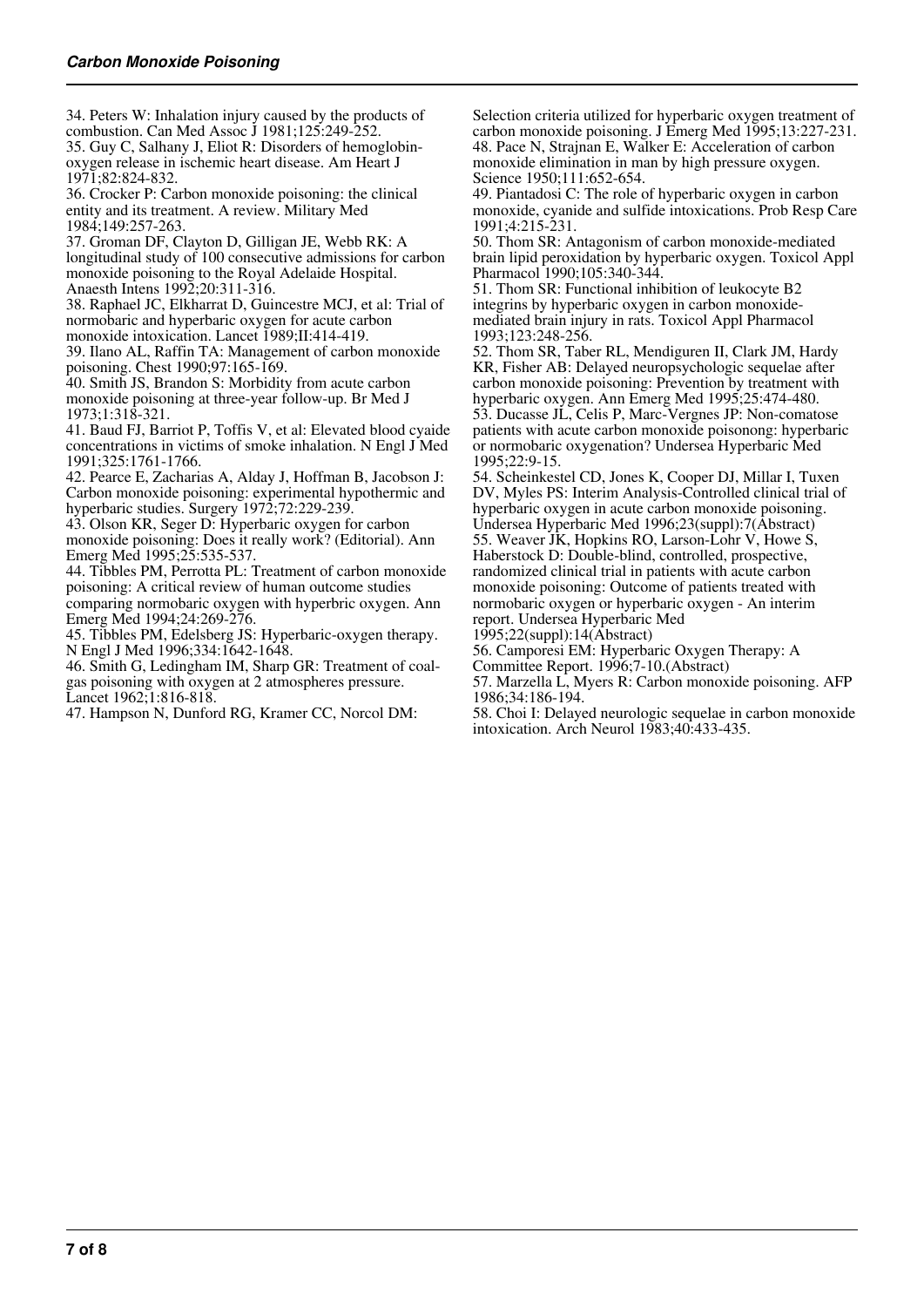34. Peters W: Inhalation injury caused by the products of combustion. Can Med Assoc J 1981;125:249-252.

35. Guy C, Salhany J, Eliot R: Disorders of hemoglobin-oxygen release in ischemic heart disease. Am Heart J 1971;82:824-832.

36. Crocker P: Carbon monoxide poisoning: the clinical entity and its treatment. A review. Military Med 1984;149:257-263.

37. Groman DF, Clayton D, Gilligan JE, Webb RK: A longitudinal study of 100 consecutive admissions for carbon monoxide poisoning to the Royal Adelaide Hospital. Anaesth Intens 1992;20:311-316.

38. Raphael JC, Elkharrat D, Guincestre MCJ, et al: Trial of normobaric and hyperbaric oxygen for acute carbon monoxide intoxication. Lancet 1989;II:414-419.

39. Ilano AL, Raffin TA: Management of carbon monoxide poisoning. Chest 1990;97:165-169.

40. Smith JS, Brandon S: Morbidity from acute carbon monoxide poisoning at three-year follow-up. Br Med J 1973;1:318-321.

41. Baud FJ, Barriot P, Toffis V, et al: Elevated blood cyaide concentrations in victims of smoke inhalation. N Engl J Med 1991;325:1761-1766.

42. Pearce E, Zacharias A, Alday J, Hoffman B, Jacobson J: Carbon monoxide poisoning: experimental hypothermic and hyperbaric studies. Surgery 1972;72:229-239.

43. Olson KR, Seger D: Hyperbaric oxygen for carbon monoxide poisoning: Does it really work? (Editorial). Ann Emerg Med 1995;25:535-537.

44. Tibbles PM, Perrotta PL: Treatment of carbon monoxide poisoning: A critical review of human outcome studies comparing normobaric oxygen with hyperbric oxygen. Ann Emerg Med 1994;24:269-276.

45. Tibbles PM, Edelsberg JS: Hyperbaric-oxygen therapy. N Engl J Med 1996;334:1642-1648.

46. Smith G, Ledingham IM, Sharp GR: Treatment of coal-gas poisoning with oxygen at 2 atmospheres pressure. Lancet 1962;1:816-818.

47. Hampson N, Dunford RG, Kramer CC, Norcol DM: Selection criteria utilized for hyperbaric oxygen treatment of carbon monoxide poisoning. J Emerg Med 1995;13:227-231.

48. Pace N, Strajnan E, Walker E: Acceleration of carbon monoxide elimination in man by high pressure oxygen. Science 1950;111:652-654.

49. Piantadosi C: The role of hyperbaric oxygen in carbon monoxide, cyanide and sulfide intoxications. Prob Resp Care 1991;4:215-231.

50. Thom SR: Antagonism of carbon monoxide-mediated brain lipid peroxidation by hyperbaric oxygen. Toxicol Appl Pharmacol 1990;105:340-344.

51. Thom SR: Functional inhibition of leukocyte B2 integrins by hyperbaric oxygen in carbon monoxide-mediated brain injury in rats. Toxicol Appl Pharmacol 1993;123:248-256.

52. Thom SR, Taber RL, Mendiguren II, Clark JM, Hardy KR, Fisher AB: Delayed neuropsychologic sequelae after carbon monoxide poisoning: Prevention by treatment with hyperbaric oxygen. Ann Emerg Med 1995;25:474-480.

53. Ducasse JL, Celis P, Marc-Vergnes JP: Non-comatose patients with acute carbon monoxide poisonong: hyperbaric or normobaric oxygenation? Undersea Hyperbaric Med 1995;22:9-15.

54. Scheinkestel CD, Jones K, Cooper DJ, Millar I, Tuxen DV, Myles PS: Interim Analysis-Controlled clinical trial of hyperbaric oxygen in acute carbon monoxide poisoning. Undersea Hyperbaric Med 1996;23(suppl):7(Abstract)

55. Weaver JK, Hopkins RO, Larson-Lohr V, Howe S, Haberstock D: Double-blind, controlled, prospective, randomized clinical trial in patients with acute carbon monoxide poisoning: Outcome of patients treated with normobaric oxygen or hyperbaric oxygen - An interim report. Undersea Hyperbaric Med 1995;22(suppl):14(Abstract)

56. Camporesi EM: Hyperbaric Oxygen Therapy: A Committee Report. 1996;7-10.(Abstract)

57. Marzella L, Myers R: Carbon monoxide poisoning. AFP 1986;34:186-194.

58. Choi I: Delayed neurologic sequelae in carbon monoxide intoxication. Arch Neurol 1983;40:433-435.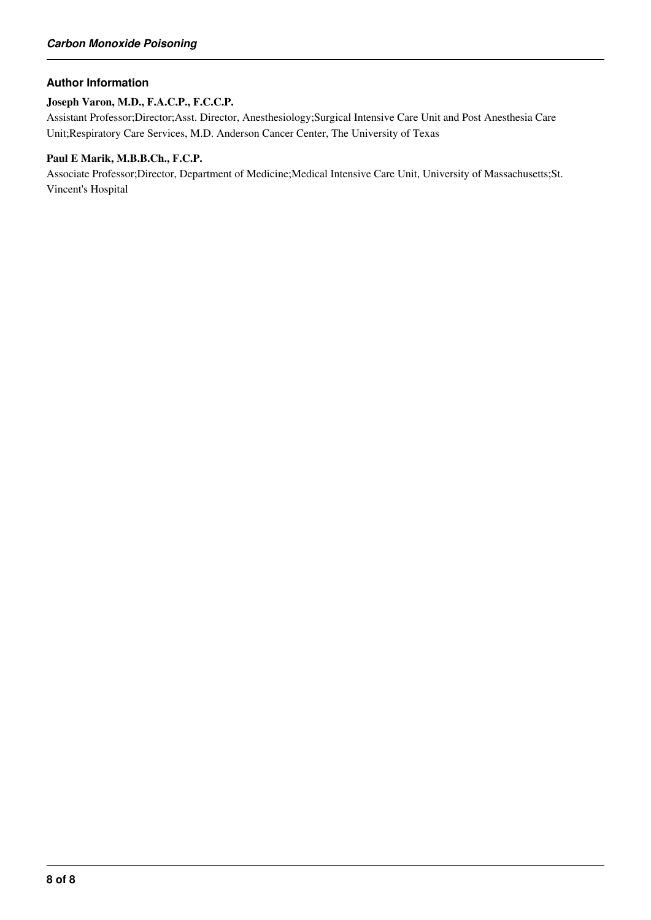## Author Information

**Joseph Varon, M.D., F.A.C.P., F.C.C.P.**

Assistant Professor;Director;Asst. Director, Anesthesiology;Surgical Intensive Care Unit and Post Anesthesia Care Unit;Respiratory Care Services, M.D. Anderson Cancer Center, The University of Texas

**Paul E Marik, M.B.B.Ch., F.C.P.**

Associate Professor;Director, Department of Medicine;Medical Intensive Care Unit, University of Massachusetts;St. Vincent's Hospital